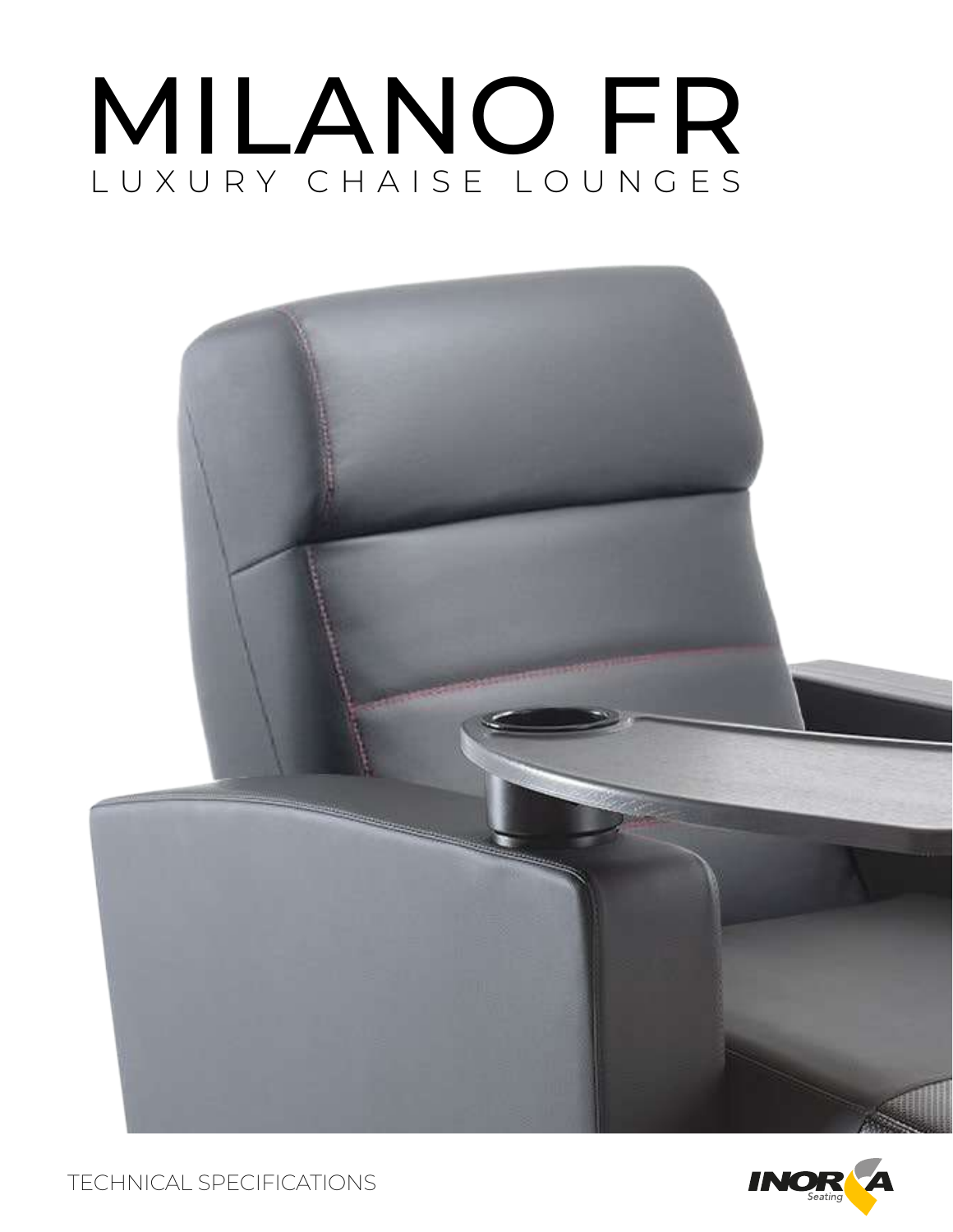# MILANO FR

LUXURY CHAISE LOUNGES

TECHNICAL SPECIFICATIONS

INORCA Seating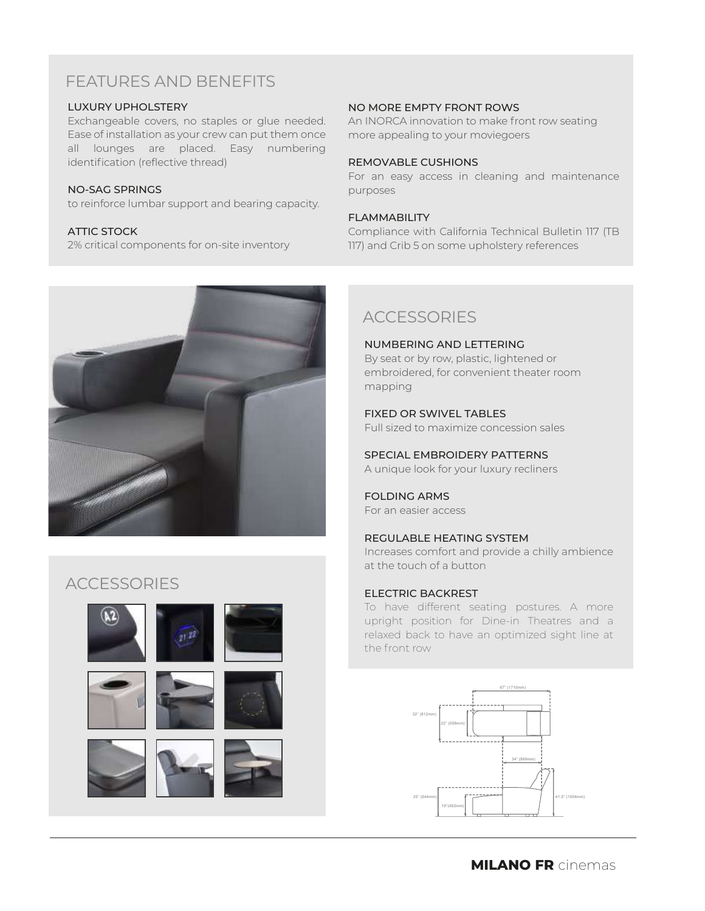## FEATURES AND BENEFITS

### LUXURY UPHOLSTERY

Exchangeable covers, no staples or glue needed. Ease of installation as your crew can put them once all lounges are placed. Easy numbering identification (reflective thread)

### NO-SAG SPRINGS

to reinforce lumbar support and bearing capacity.

### ATTIC STOCK

2% critical components for on-site inventory

### NO MORE EMPTY FRONT ROWS

An INORCA innovation to make front row seating more appealing to your moviegoers

### REMOVABLE CUSHIONS

For an easy access in cleaning and maintenance purposes

### FLAMMABILITY

Compliance with California Technical Bulletin 117 (TB 117) and Crib 5 on some upholstery references

## ACCESSORIES

## ACCESSORIES

### NUMBERING AND LETTERING

By seat or by row, plastic, lightened or embroidered, for convenient theater room mapping

### FIXED OR SWIVEL TABLES

Full sized to maximize concession sales

### SPECIAL EMBROIDERY PATTERNS

A unique look for your luxury recliners

### FOLDING ARMS

For an easier access

### REGULABLE HEATING SYSTEM

Increases comfort and provide a chilly ambience at the touch of a button

### ELECTRIC BACKREST

To have different seating postures. A more upright position for Dine-in Theatres and a relaxed back to have an optimized sight line at the front row

67" (1710mm)
32" (812mm)
22" (558mm)
34" (869mm)
25" (644mm)
19"(482mm)
41.5" (1054mm)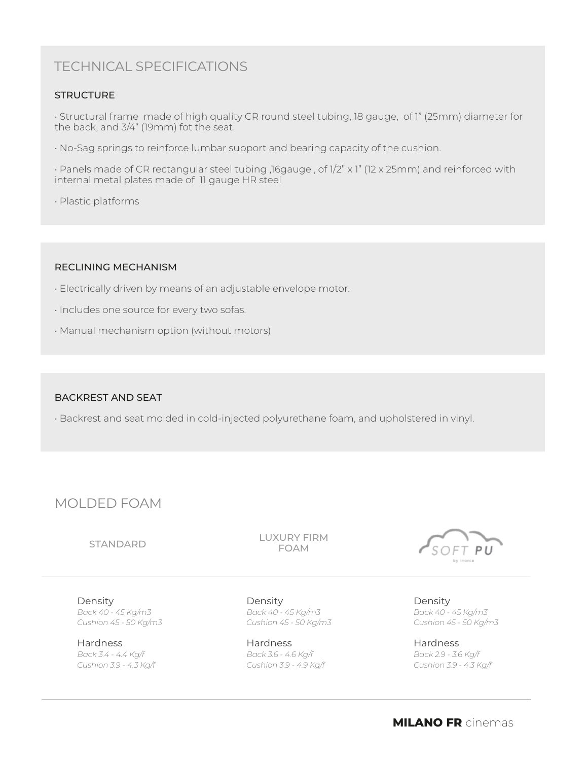# TECHNICAL SPECIFICATIONS

### STRUCTURE

- Structural frame made of high quality CR round steel tubing, 18 gauge, of 1” (25mm) diameter for the back, and 3/4“ (19mm) fot the seat.
- No-Sag springs to reinforce lumbar support and bearing capacity of the cushion.
- Panels made of CR rectangular steel tubing ,16gauge , of 1/2” x 1” (12 x 25mm) and reinforced with internal metal plates made of 11 gauge HR steel
- Plastic platforms

### RECLINING MECHANISM

- Electrically driven by means of an adjustable envelope motor.
- Includes one source for every two sofas.
- Manual mechanism option (without motors)

### BACKREST AND SEAT

- Backrest and seat molded in cold-injected polyurethane foam, and upholstered in vinyl.

# MOLDED FOAM

| STANDARD | LUXURY FIRM FOAM | SOFT PU by inarca |
|---|---|---|
| Density<br>*Back 40 - 45 Kg/m3*<br>*Cushion 45 - 50 Kg/m3* | Density<br>*Back 40 - 45 Kg/m3*<br>*Cushion 45 - 50 Kg/m3* | Density<br>*Back 40 - 45 Kg/m3*<br>*Cushion 45 - 50 Kg/m3* |
| Hardness<br>*Back 3.4 - 4.4 Kg/f*<br>*Cushion 3.9 - 4.3 Kg/f* | Hardness<br>*Back 3.6 - 4.6 Kg/f*<br>*Cushion 3.9 - 4.9 Kg/f* | Hardness<br>*Back 2.9 - 3.6 Kg/f*<br>*Cushion 3.9 - 4.3 Kg/f* |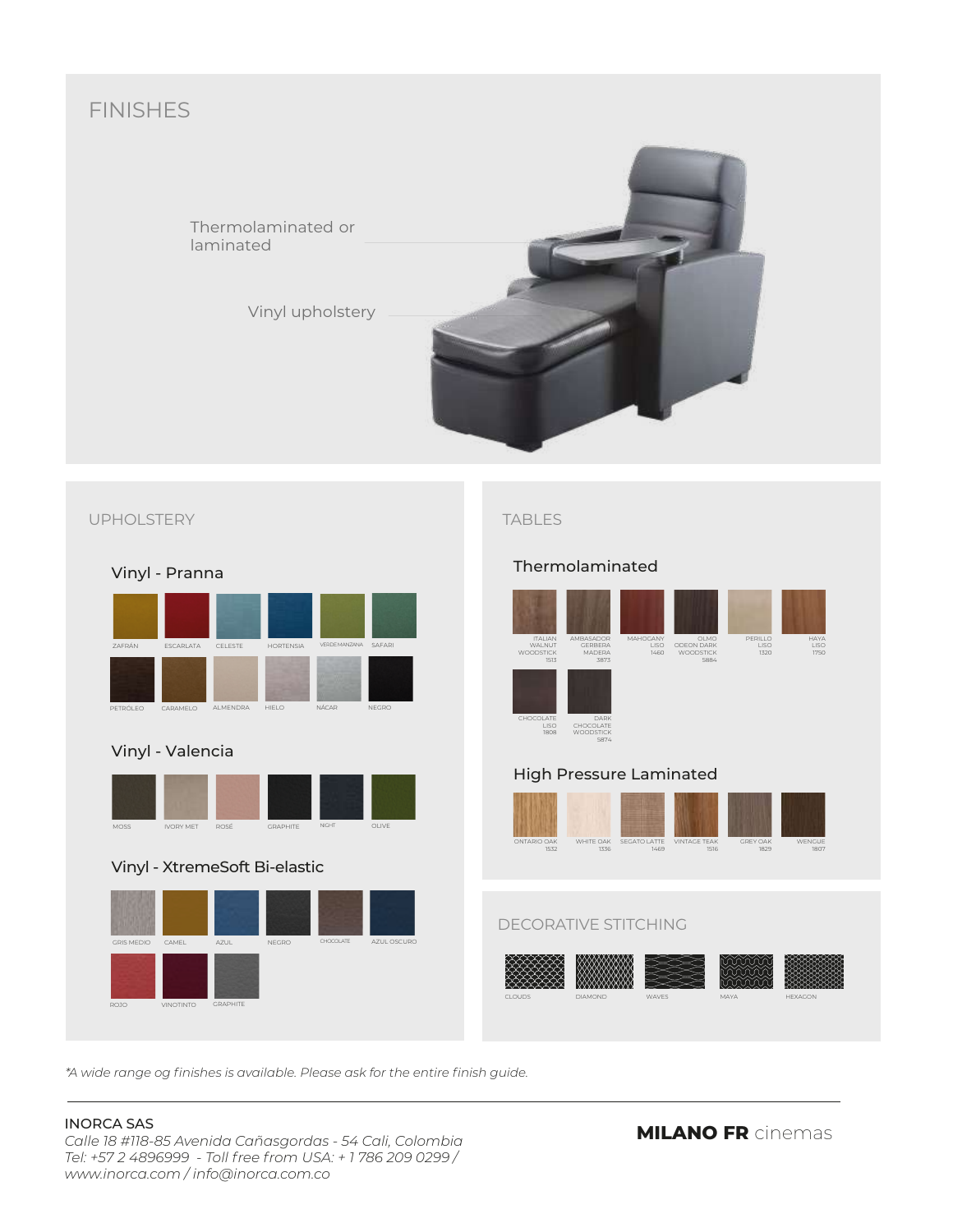# FINISHES

Thermolaminated or laminated

Vinyl upholstery

## UPHOLSTERY

### Vinyl - Pranna

ZAFRÁN, ESCARLATA, CELESTE, HORTENSIA, VERDE MANZANA, SAFARI

PETRÓLEO, CARAMELO, ALMENDRA, HIELO, NÁCAR, NEGRO

### Vinyl - Valencia

MOSS, IVORY MET, ROSÉ, GRAPHITE, NIGHT, OLIVE

### Vinyl - XtremeSoft Bi-elastic

GRIS MEDIO, CAMEL, AZUL, NEGRO, CHOCOLATE, AZUL OSCURO

ROJO, VINOTINTO, GRAPHITE

## TABLES

### Thermolaminated

ITALIAN WALNUT WOODSTICK 1513

AMBASADOR GERBERA MADERA 3873

MAHOGANY LISO 1460

OLMO ODEON DARK WOODSTICK 5884

PERILLO LISO 1320

HAYA LISO 1750

CHOCOLATE LISO 1808

DARK CHOCOLATE WOODSTICK 5874

### High Pressure Laminated

ONTARIO OAK 1532

WHITE OAK 1336

SEGATO LATTE 1469

VINTAGE TEAK 1516

GREY OAK 1829

WENGUE 1807

## DECORATIVE STITCHING

CLOUDS, DIAMOND, WAVES, MAYA, HEXAGON

*A wide range og finishes is available. Please ask for the entire finish guide.*

INORCA SAS
*Calle 18 #118-85 Avenida Cañasgordas - 54 Cali, Colombia*
*Tel: +57 2 4896999 - Toll free from USA: + 1 786 209 0299 /*
*www.inorca.com / info@inorca.com.co*

**MILANO FR** cinemas